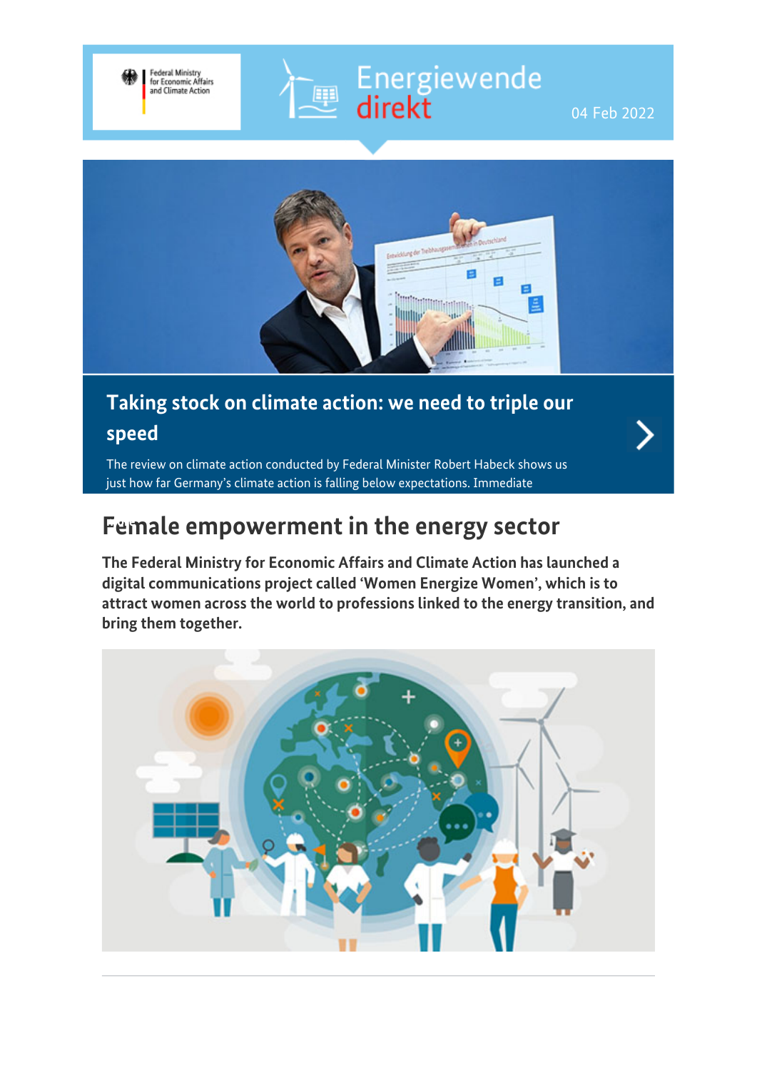Federal Ministry for Economic Affairs and Climate Action

Energiewende direkt

04 Feb 2022

## Taking stock on climate action: we need to triple our speed

The review on climate action conducted by Federal Minister Robert Habeck shows us just how far Germany's climate action is falling below expectations. Immediate

# Female empowerment in the energy sector

**The Federal Ministry for Economic Affairs and Climate Action has launched a digital communications project called 'Women Energize Women', which is to attract women across the world to professions linked to the energy transition, and bring them together.**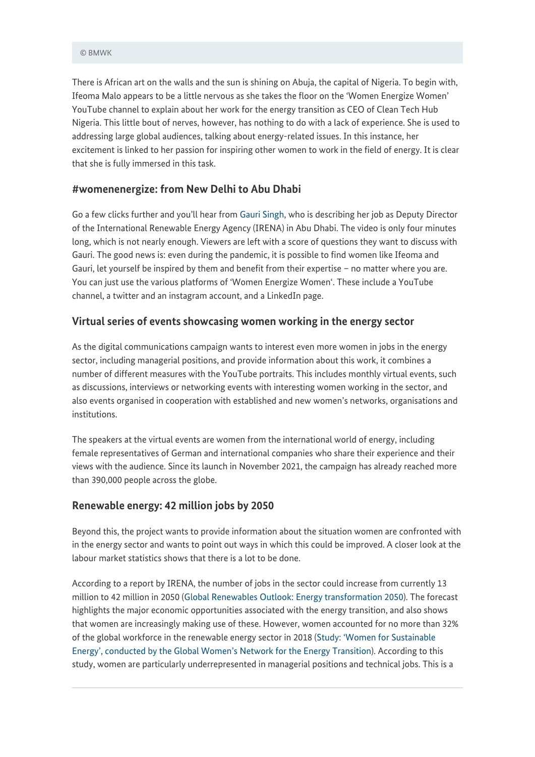© BMWK

There is African art on the walls and the sun is shining on Abuja, the capital of Nigeria. To begin with, Ifeoma Malo appears to be a little nervous as she takes the floor on the 'Women Energize Women' YouTube channel to explain about her work for the energy transition as CEO of Clean Tech Hub Nigeria. This little bout of nerves, however, has nothing to do with a lack of experience. She is used to addressing large global audiences, talking about energy-related issues. In this instance, her excitement is linked to her passion for inspiring other women to work in the field of energy. It is clear that she is fully immersed in this task.

### #womenenergize: from New Delhi to Abu Dhabi

Go a few clicks further and you'll hear from Gauri Singh, who is describing her job as Deputy Director of the International Renewable Energy Agency (IRENA) in Abu Dhabi. The video is only four minutes long, which is not nearly enough. Viewers are left with a score of questions they want to discuss with Gauri. The good news is: even during the pandemic, it is possible to find women like Ifeoma and Gauri, let yourself be inspired by them and benefit from their expertise – no matter where you are. You can just use the various platforms of 'Women Energize Women'. These include a YouTube channel, a twitter and an instagram account, and a LinkedIn page.

### Virtual series of events showcasing women working in the energy sector

As the digital communications campaign wants to interest even more women in jobs in the energy sector, including managerial positions, and provide information about this work, it combines a number of different measures with the YouTube portraits. This includes monthly virtual events, such as discussions, interviews or networking events with interesting women working in the sector, and also events organised in cooperation with established and new women's networks, organisations and institutions.

The speakers at the virtual events are women from the international world of energy, including female representatives of German and international companies who share their experience and their views with the audience. Since its launch in November 2021, the campaign has already reached more than 390,000 people across the globe.

### Renewable energy: 42 million jobs by 2050

Beyond this, the project wants to provide information about the situation women are confronted with in the energy sector and wants to point out ways in which this could be improved. A closer look at the labour market statistics shows that there is a lot to be done.

According to a report by IRENA, the number of jobs in the sector could increase from currently 13 million to 42 million in 2050 (Global Renewables Outlook: Energy transformation 2050). The forecast highlights the major economic opportunities associated with the energy transition, and also shows that women are increasingly making use of these. However, women accounted for no more than 32% of the global workforce in the renewable energy sector in 2018 (Study: 'Women for Sustainable Energy', conducted by the Global Women's Network for the Energy Transition). According to this study, women are particularly underrepresented in managerial positions and technical jobs. This is a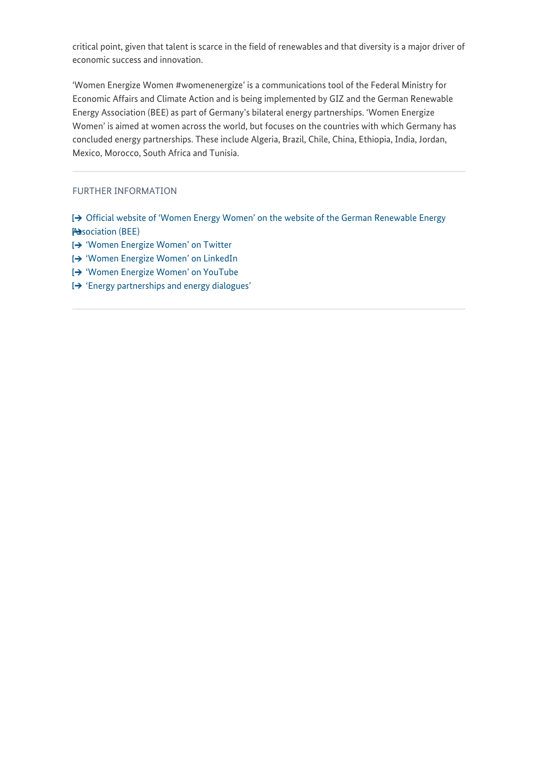critical point, given that talent is scarce in the field of renewables and that diversity is a major driver of economic success and innovation.

'Women Energize Women #womenenergize' is a communications tool of the Federal Ministry for Economic Affairs and Climate Action and is being implemented by GIZ and the German Renewable Energy Association (BEE) as part of Germany's bilateral energy partnerships. 'Women Energize Women' is aimed at women across the world, but focuses on the countries with which Germany has concluded energy partnerships. These include Algeria, Brazil, Chile, China, Ethiopia, India, Jordan, Mexico, Morocco, South Africa and Tunisia.

---

FURTHER INFORMATION

- Official website of 'Women Energy Women' on the website of the German Renewable Energy Association (BEE)
- 'Women Energize Women' on Twitter
- 'Women Energize Women' on LinkedIn
- 'Women Energize Women' on YouTube
- 'Energy partnerships and energy dialogues'

---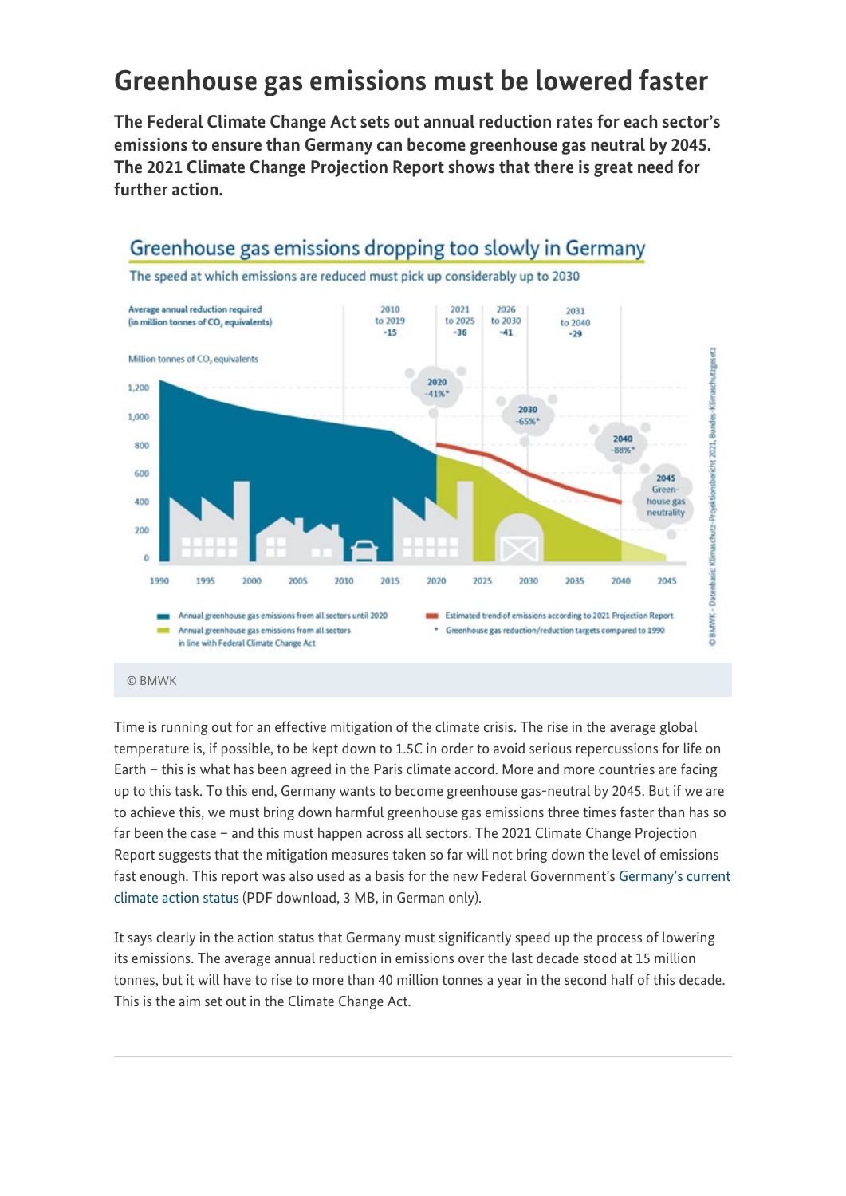# Greenhouse gas emissions must be lowered faster

**The Federal Climate Change Act sets out annual reduction rates for each sector's emissions to ensure than Germany can become greenhouse gas neutral by 2045. The 2021 Climate Change Projection Report shows that there is great need for further action.**

## Greenhouse gas emissions dropping too slowly in Germany

The speed at which emissions are reduced must pick up considerably up to 2030

Average annual reduction required (in million tonnes of $CO_2$ equivalents)

| 2010 to 2019 | 2021 to 2025 | 2026 to 2030 | 2031 to 2040 |
|---|---|---|---|
| -15 | -36 | -41 | -29 |

Million tonnes of $CO_2$ equivalents

2020 -41%* · 2030 -65%* · 2040 -88%* · 2045 Greenhouse gas neutrality

- Annual greenhouse gas emissions from all sectors until 2020
- Annual greenhouse gas emissions from all sectors in line with Federal Climate Change Act
- Estimated trend of emissions according to 2021 Projection Report
- \* Greenhouse gas reduction/reduction targets compared to 1990

© BMWK - Datenbasis: Klimaschutz-Projektionsbericht 2021, Bundes-Klimaschutzgesetz

© BMWK

Time is running out for an effective mitigation of the climate crisis. The rise in the average global temperature is, if possible, to be kept down to 1.5C in order to avoid serious repercussions for life on Earth – this is what has been agreed in the Paris climate accord. More and more countries are facing up to this task. To this end, Germany wants to become greenhouse gas-neutral by 2045. But if we are to achieve this, we must bring down harmful greenhouse gas emissions three times faster than has so far been the case – and this must happen across all sectors. The 2021 Climate Change Projection Report suggests that the mitigation measures taken so far will not bring down the level of emissions fast enough. This report was also used as a basis for the new Federal Government's Germany's current climate action status (PDF download, 3 MB, in German only).

It says clearly in the action status that Germany must significantly speed up the process of lowering its emissions. The average annual reduction in emissions over the last decade stood at 15 million tonnes, but it will have to rise to more than 40 million tonnes a year in the second half of this decade. This is the aim set out in the Climate Change Act.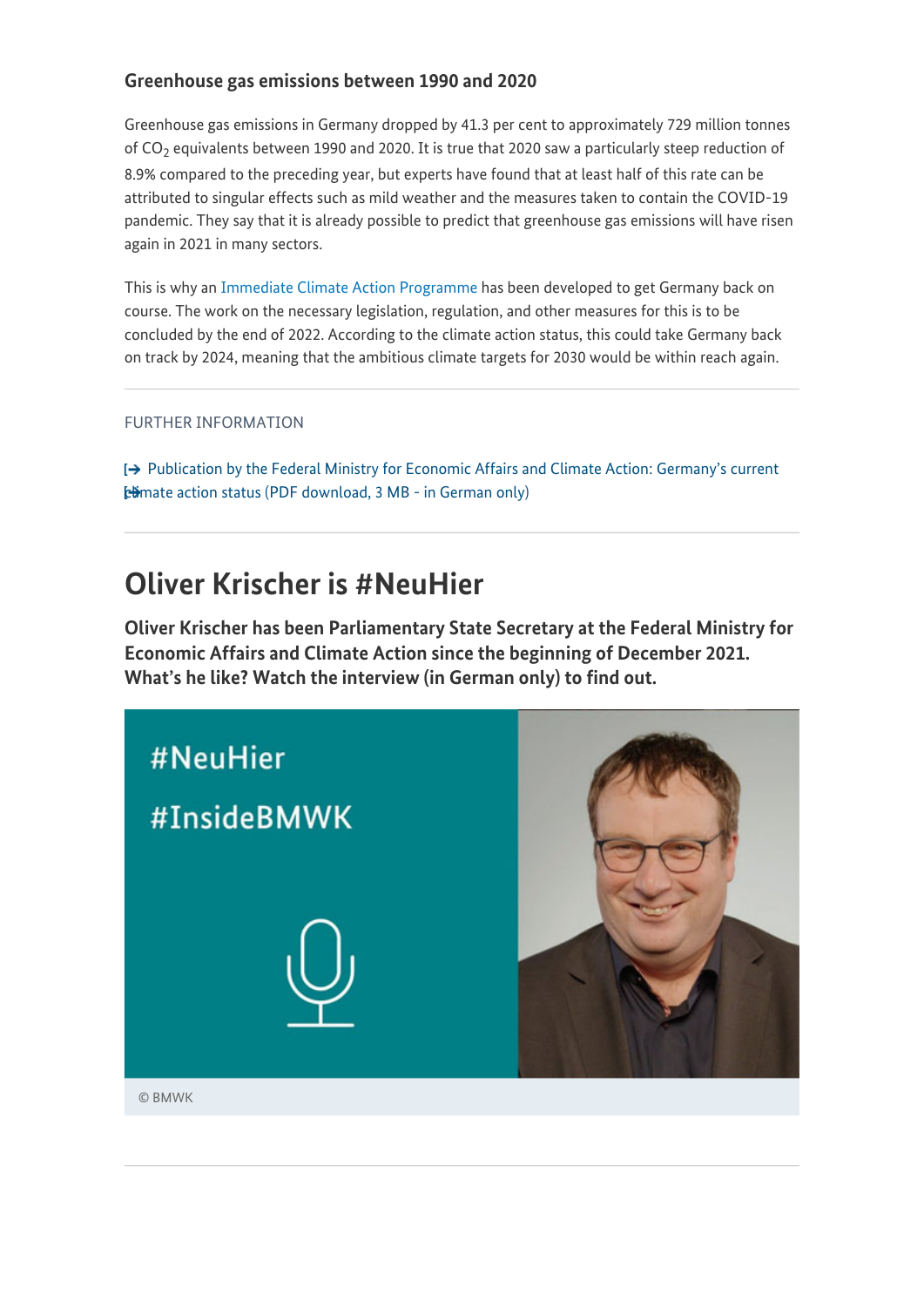### Greenhouse gas emissions between 1990 and 2020

Greenhouse gas emissions in Germany dropped by 41.3 per cent to approximately 729 million tonnes of $CO_2$ equivalents between 1990 and 2020. It is true that 2020 saw a particularly steep reduction of 8.9% compared to the preceding year, but experts have found that at least half of this rate can be attributed to singular effects such as mild weather and the measures taken to contain the COVID-19 pandemic. They say that it is already possible to predict that greenhouse gas emissions will have risen again in 2021 in many sectors.

This is why an Immediate Climate Action Programme has been developed to get Germany back on course. The work on the necessary legislation, regulation, and other measures for this is to be concluded by the end of 2022. According to the climate action status, this could take Germany back on track by 2024, meaning that the ambitious climate targets for 2030 would be within reach again.

---

FURTHER INFORMATION

Publication by the Federal Ministry for Economic Affairs and Climate Action: Germany's current climate action status (PDF download, 3 MB - in German only)

---

## Oliver Krischer is #NeuHier

**Oliver Krischer has been Parliamentary State Secretary at the Federal Ministry for Economic Affairs and Climate Action since the beginning of December 2021. What's he like? Watch the interview (in German only) to find out.**

#NeuHier

#InsideBMWK

© BMWK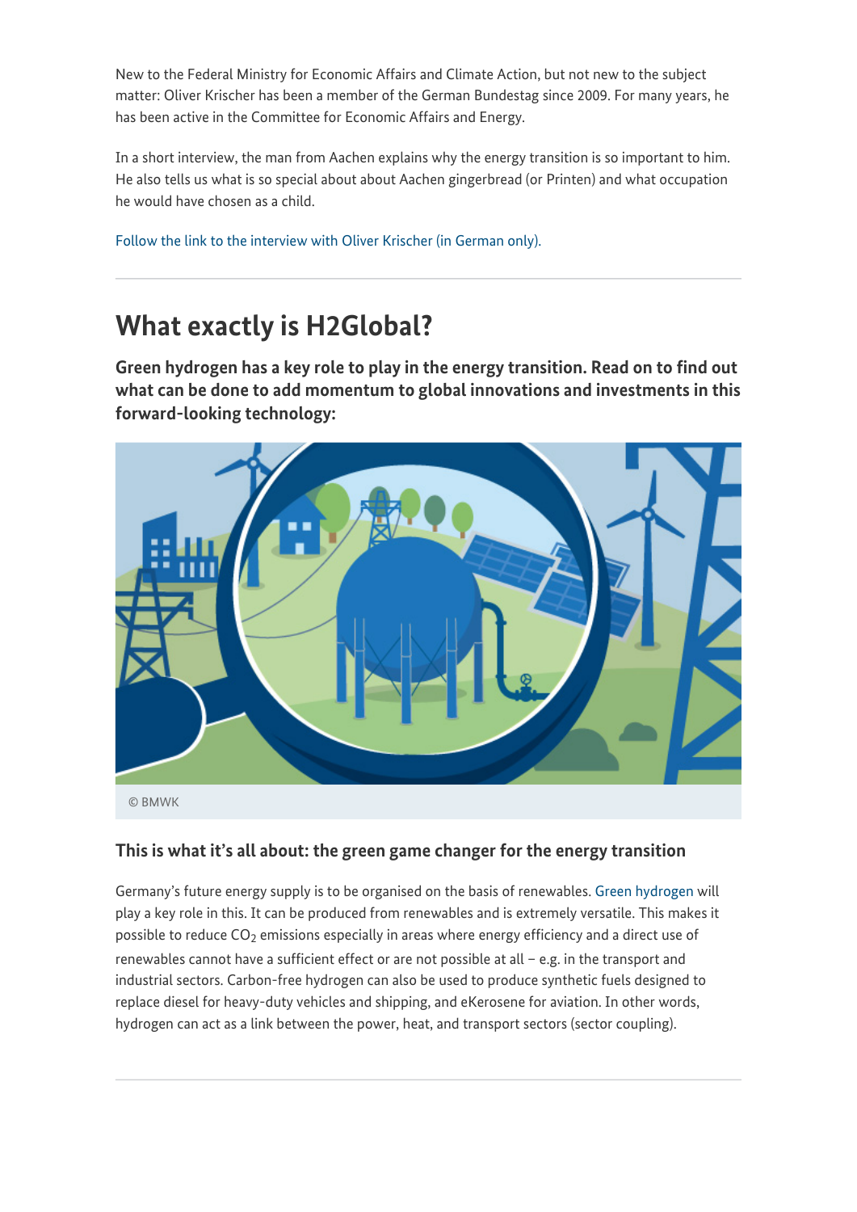New to the Federal Ministry for Economic Affairs and Climate Action, but not new to the subject matter: Oliver Krischer has been a member of the German Bundestag since 2009. For many years, he has been active in the Committee for Economic Affairs and Energy.

In a short interview, the man from Aachen explains why the energy transition is so important to him. He also tells us what is so special about about Aachen gingerbread (or Printen) and what occupation he would have chosen as a child.

Follow the link to the interview with Oliver Krischer (in German only).

---

## What exactly is H2Global?

**Green hydrogen has a key role to play in the energy transition. Read on to find out what can be done to add momentum to global innovations and investments in this forward-looking technology:**

© BMWK

### This is what it's all about: the green game changer for the energy transition

Germany's future energy supply is to be organised on the basis of renewables. Green hydrogen will play a key role in this. It can be produced from renewables and is extremely versatile. This makes it possible to reduce $CO_2$ emissions especially in areas where energy efficiency and a direct use of renewables cannot have a sufficient effect or are not possible at all – e.g. in the transport and industrial sectors. Carbon-free hydrogen can also be used to produce synthetic fuels designed to replace diesel for heavy-duty vehicles and shipping, and eKerosene for aviation. In other words, hydrogen can act as a link between the power, heat, and transport sectors (sector coupling).

---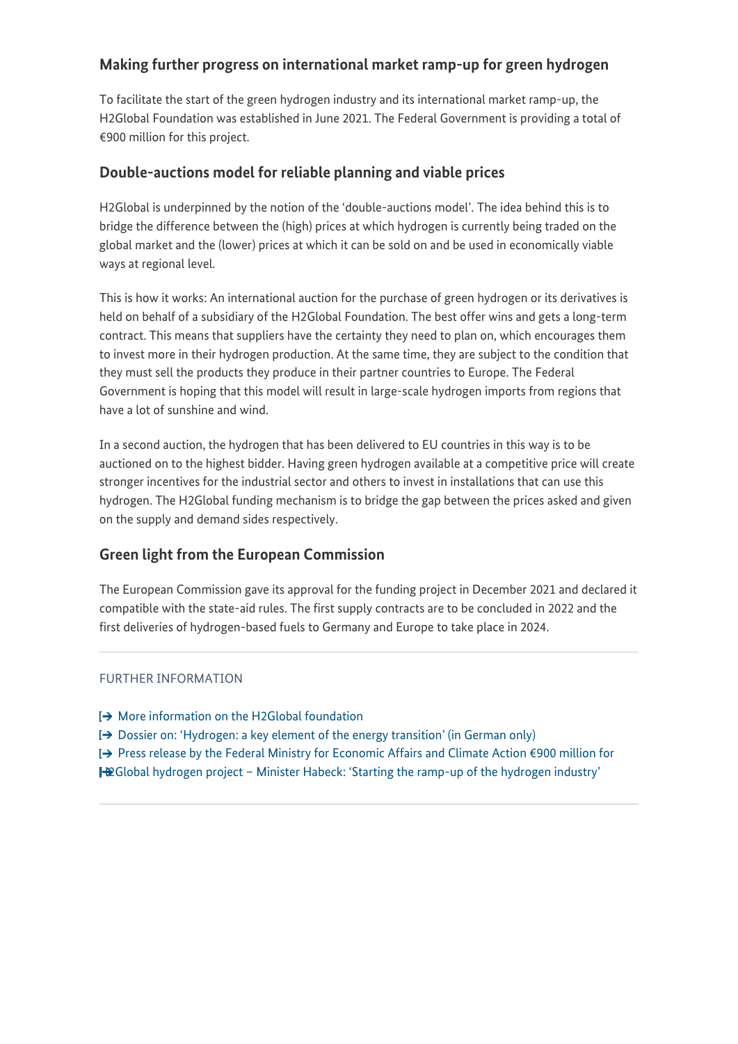## Making further progress on international market ramp-up for green hydrogen

To facilitate the start of the green hydrogen industry and its international market ramp-up, the H2Global Foundation was established in June 2021. The Federal Government is providing a total of €900 million for this project.

## Double-auctions model for reliable planning and viable prices

H2Global is underpinned by the notion of the 'double-auctions model'. The idea behind this is to bridge the difference between the (high) prices at which hydrogen is currently being traded on the global market and the (lower) prices at which it can be sold on and be used in economically viable ways at regional level.

This is how it works: An international auction for the purchase of green hydrogen or its derivatives is held on behalf of a subsidiary of the H2Global Foundation. The best offer wins and gets a long-term contract. This means that suppliers have the certainty they need to plan on, which encourages them to invest more in their hydrogen production. At the same time, they are subject to the condition that they must sell the products they produce in their partner countries to Europe. The Federal Government is hoping that this model will result in large-scale hydrogen imports from regions that have a lot of sunshine and wind.

In a second auction, the hydrogen that has been delivered to EU countries in this way is to be auctioned on to the highest bidder. Having green hydrogen available at a competitive price will create stronger incentives for the industrial sector and others to invest in installations that can use this hydrogen. The H2Global funding mechanism is to bridge the gap between the prices asked and given on the supply and demand sides respectively.

## Green light from the European Commission

The European Commission gave its approval for the funding project in December 2021 and declared it compatible with the state-aid rules. The first supply contracts are to be concluded in 2022 and the first deliveries of hydrogen-based fuels to Germany and Europe to take place in 2024.

---

FURTHER INFORMATION

- More information on the H2Global foundation
- Dossier on: 'Hydrogen: a key element of the energy transition' (in German only)
- Press release by the Federal Ministry for Economic Affairs and Climate Action €900 million for H2Global hydrogen project – Minister Habeck: 'Starting the ramp-up of the hydrogen industry'

---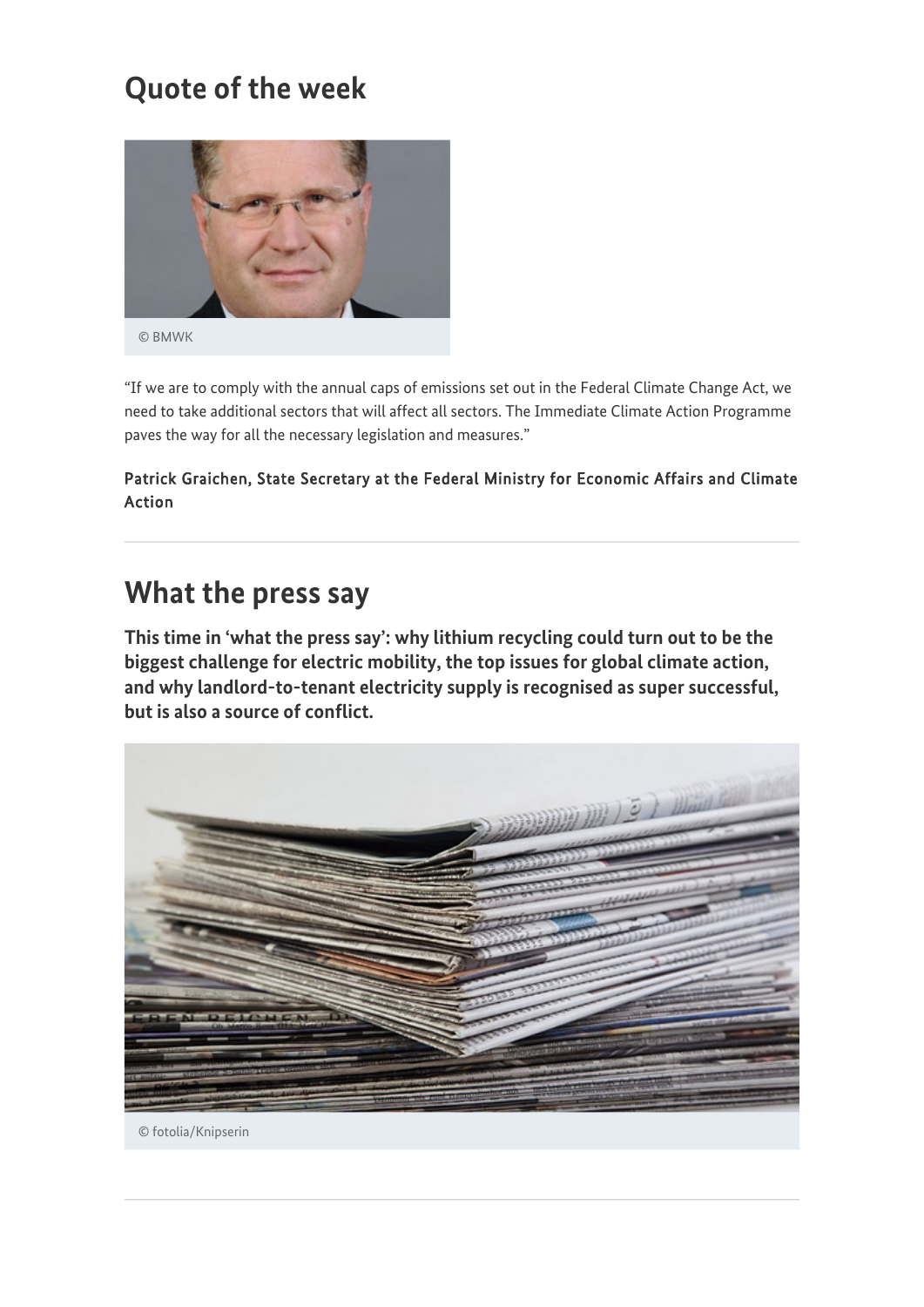## Quote of the week

© BMWK

"If we are to comply with the annual caps of emissions set out in the Federal Climate Change Act, we need to take additional sectors that will affect all sectors. The Immediate Climate Action Programme paves the way for all the necessary legislation and measures."

Patrick Graichen, State Secretary at the Federal Ministry for Economic Affairs and Climate Action

---

## What the press say

**This time in 'what the press say': why lithium recycling could turn out to be the biggest challenge for electric mobility, the top issues for global climate action, and why landlord-to-tenant electricity supply is recognised as super successful, but is also a source of conflict.**

© fotolia/Knipserin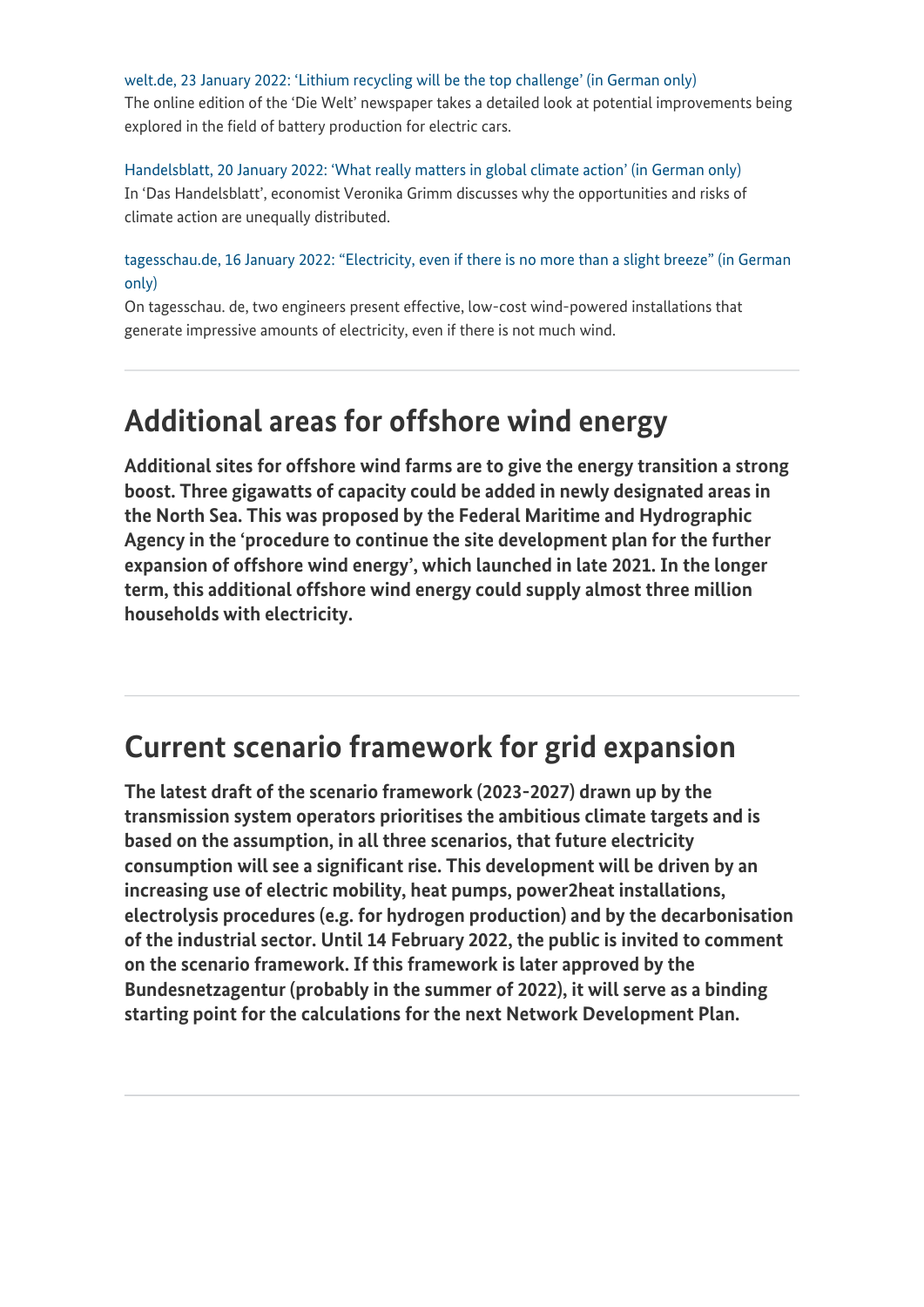welt.de, 23 January 2022: 'Lithium recycling will be the top challenge' (in German only)

The online edition of the 'Die Welt' newspaper takes a detailed look at potential improvements being explored in the field of battery production for electric cars.

Handelsblatt, 20 January 2022: 'What really matters in global climate action' (in German only)

In 'Das Handelsblatt', economist Veronika Grimm discusses why the opportunities and risks of climate action are unequally distributed.

tagesschau.de, 16 January 2022: "Electricity, even if there is no more than a slight breeze" (in German only)

On tagesschau. de, two engineers present effective, low-cost wind-powered installations that generate impressive amounts of electricity, even if there is not much wind.

---

## Additional areas for offshore wind energy

**Additional sites for offshore wind farms are to give the energy transition a strong boost. Three gigawatts of capacity could be added in newly designated areas in the North Sea. This was proposed by the Federal Maritime and Hydrographic Agency in the 'procedure to continue the site development plan for the further expansion of offshore wind energy', which launched in late 2021. In the longer term, this additional offshore wind energy could supply almost three million households with electricity.**

---

## Current scenario framework for grid expansion

**The latest draft of the scenario framework (2023-2027) drawn up by the transmission system operators prioritises the ambitious climate targets and is based on the assumption, in all three scenarios, that future electricity consumption will see a significant rise. This development will be driven by an increasing use of electric mobility, heat pumps, power2heat installations, electrolysis procedures (e.g. for hydrogen production) and by the decarbonisation of the industrial sector. Until 14 February 2022, the public is invited to comment on the scenario framework. If this framework is later approved by the Bundesnetzagentur (probably in the summer of 2022), it will serve as a binding starting point for the calculations for the next Network Development Plan.**

---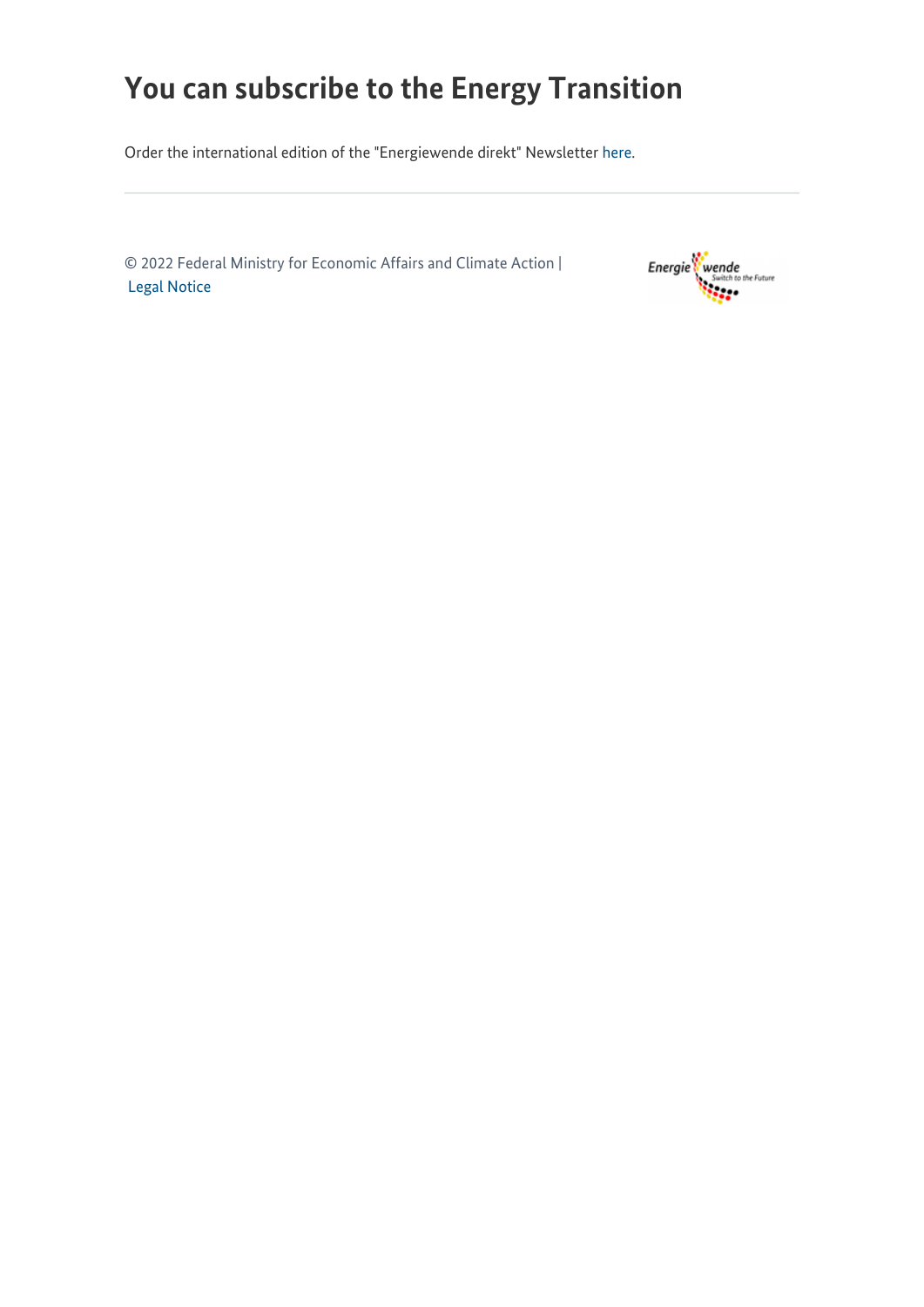## You can subscribe to the Energy Transition

Order the international edition of the "Energiewende direkt" Newsletter here.

---

© 2022 Federal Ministry for Economic Affairs and Climate Action | Legal Notice